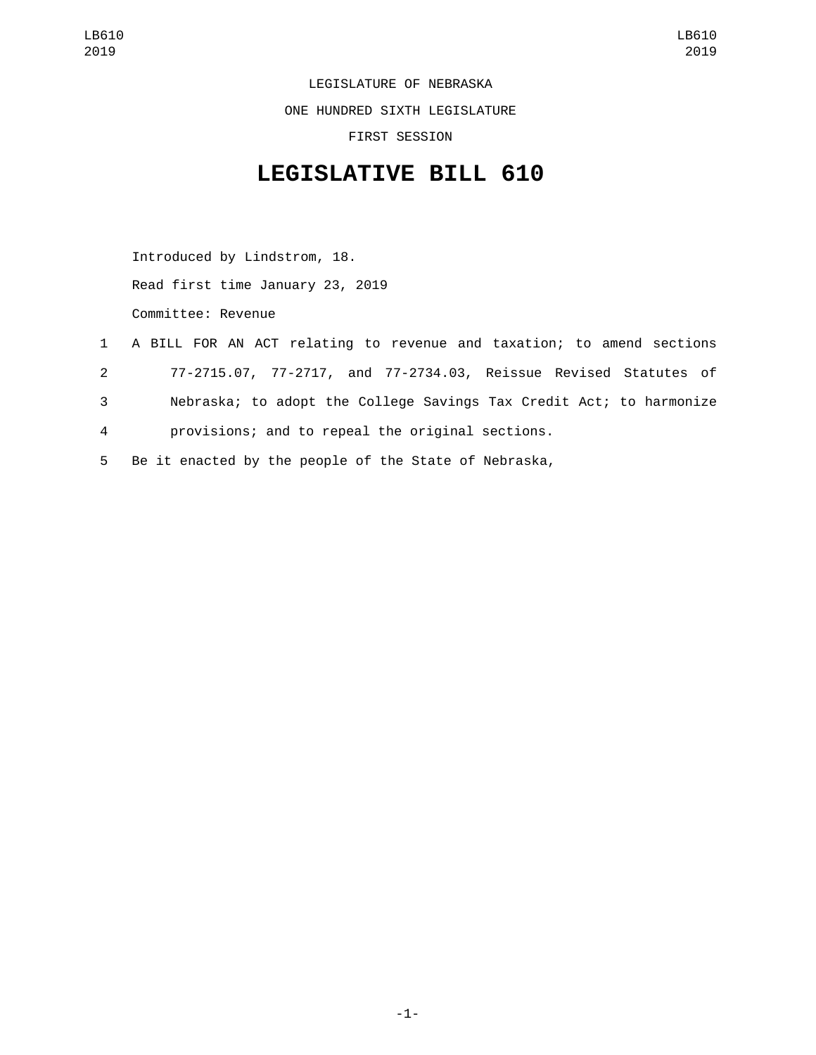LEGISLATURE OF NEBRASKA

ONE HUNDRED SIXTH LEGISLATURE

FIRST SESSION

# LEGISLATIVE BILL 610

Introduced by Lindstrom, 18.

Read first time January 23, 2019

Committee: Revenue

1 A BILL FOR AN ACT relating to revenue and taxation; to amend sections
2 77-2715.07, 77-2717, and 77-2734.03, Reissue Revised Statutes of
3 Nebraska; to adopt the College Savings Tax Credit Act; to harmonize
4 provisions; and to repeal the original sections.

5 Be it enacted by the people of the State of Nebraska,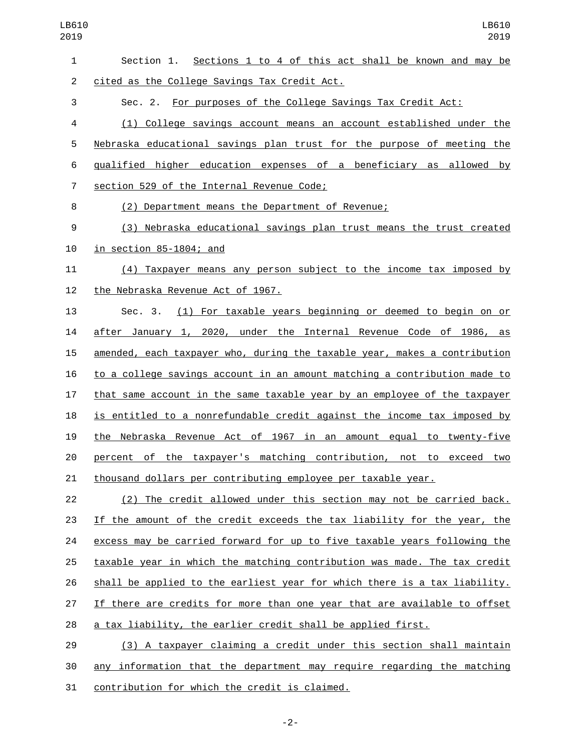Section 1. Sections 1 to 4 of this act shall be known and may be cited as the College Savings Tax Credit Act.

Sec. 2. For purposes of the College Savings Tax Credit Act:

(1) College savings account means an account established under the Nebraska educational savings plan trust for the purpose of meeting the qualified higher education expenses of a beneficiary as allowed by section 529 of the Internal Revenue Code;

(2) Department means the Department of Revenue;

(3) Nebraska educational savings plan trust means the trust created in section 85-1804; and

(4) Taxpayer means any person subject to the income tax imposed by the Nebraska Revenue Act of 1967.

Sec. 3. (1) For taxable years beginning or deemed to begin on or after January 1, 2020, under the Internal Revenue Code of 1986, as amended, each taxpayer who, during the taxable year, makes a contribution to a college savings account in an amount matching a contribution made to that same account in the same taxable year by an employee of the taxpayer is entitled to a nonrefundable credit against the income tax imposed by the Nebraska Revenue Act of 1967 in an amount equal to twenty-five percent of the taxpayer's matching contribution, not to exceed two thousand dollars per contributing employee per taxable year.

(2) The credit allowed under this section may not be carried back. If the amount of the credit exceeds the tax liability for the year, the excess may be carried forward for up to five taxable years following the taxable year in which the matching contribution was made. The tax credit shall be applied to the earliest year for which there is a tax liability. If there are credits for more than one year that are available to offset a tax liability, the earlier credit shall be applied first.

(3) A taxpayer claiming a credit under this section shall maintain any information that the department may require regarding the matching contribution for which the credit is claimed.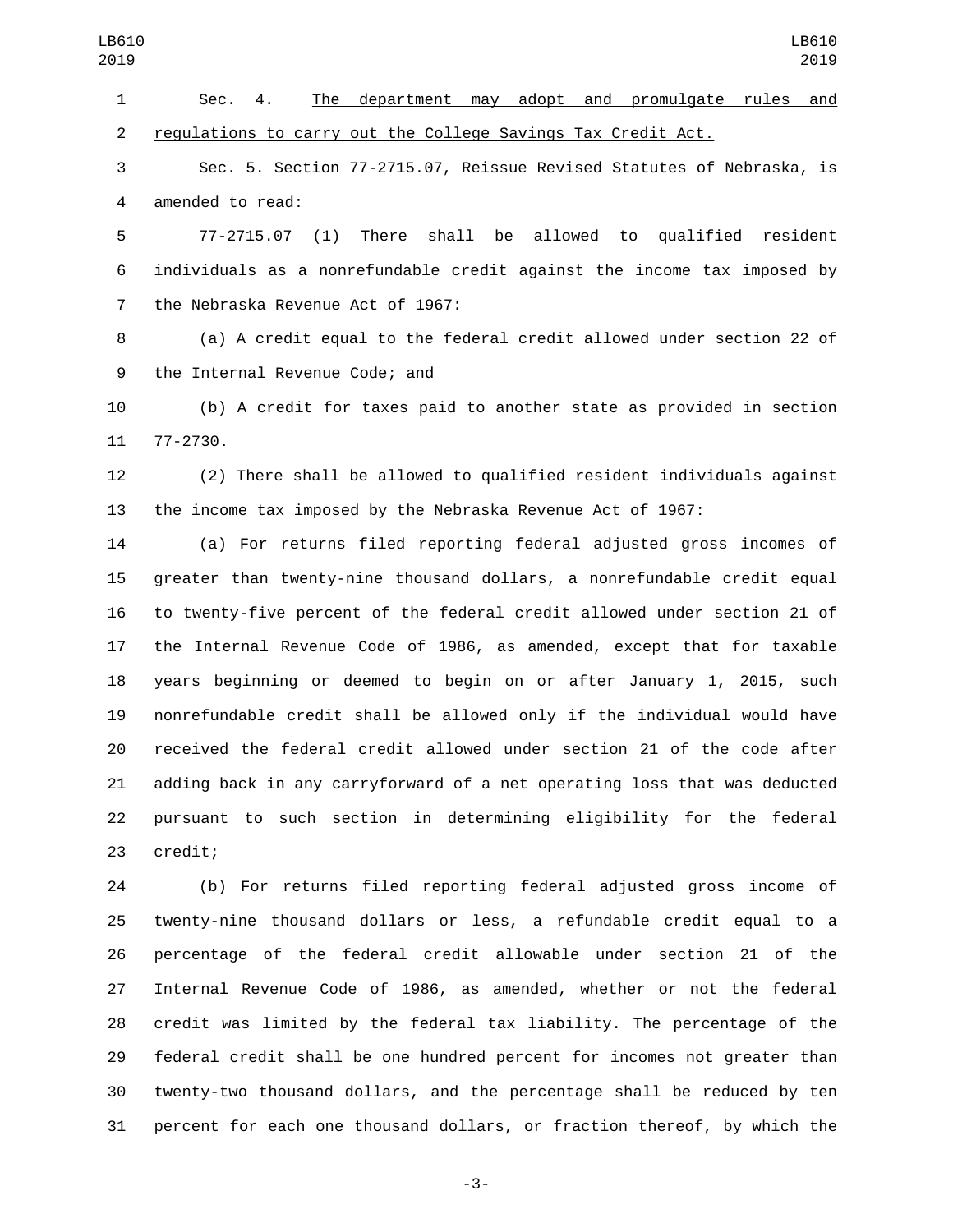Sec. 4. <u>The department may adopt and promulgate rules and regulations to carry out the College Savings Tax Credit Act.</u>

Sec. 5. Section 77-2715.07, Reissue Revised Statutes of Nebraska, is amended to read:

77-2715.07 (1) There shall be allowed to qualified resident individuals as a nonrefundable credit against the income tax imposed by the Nebraska Revenue Act of 1967:

(a) A credit equal to the federal credit allowed under section 22 of the Internal Revenue Code; and

(b) A credit for taxes paid to another state as provided in section 77-2730.

(2) There shall be allowed to qualified resident individuals against the income tax imposed by the Nebraska Revenue Act of 1967:

(a) For returns filed reporting federal adjusted gross incomes of greater than twenty-nine thousand dollars, a nonrefundable credit equal to twenty-five percent of the federal credit allowed under section 21 of the Internal Revenue Code of 1986, as amended, except that for taxable years beginning or deemed to begin on or after January 1, 2015, such nonrefundable credit shall be allowed only if the individual would have received the federal credit allowed under section 21 of the code after adding back in any carryforward of a net operating loss that was deducted pursuant to such section in determining eligibility for the federal credit;

(b) For returns filed reporting federal adjusted gross income of twenty-nine thousand dollars or less, a refundable credit equal to a percentage of the federal credit allowable under section 21 of the Internal Revenue Code of 1986, as amended, whether or not the federal credit was limited by the federal tax liability. The percentage of the federal credit shall be one hundred percent for incomes not greater than twenty-two thousand dollars, and the percentage shall be reduced by ten percent for each one thousand dollars, or fraction thereof, by which the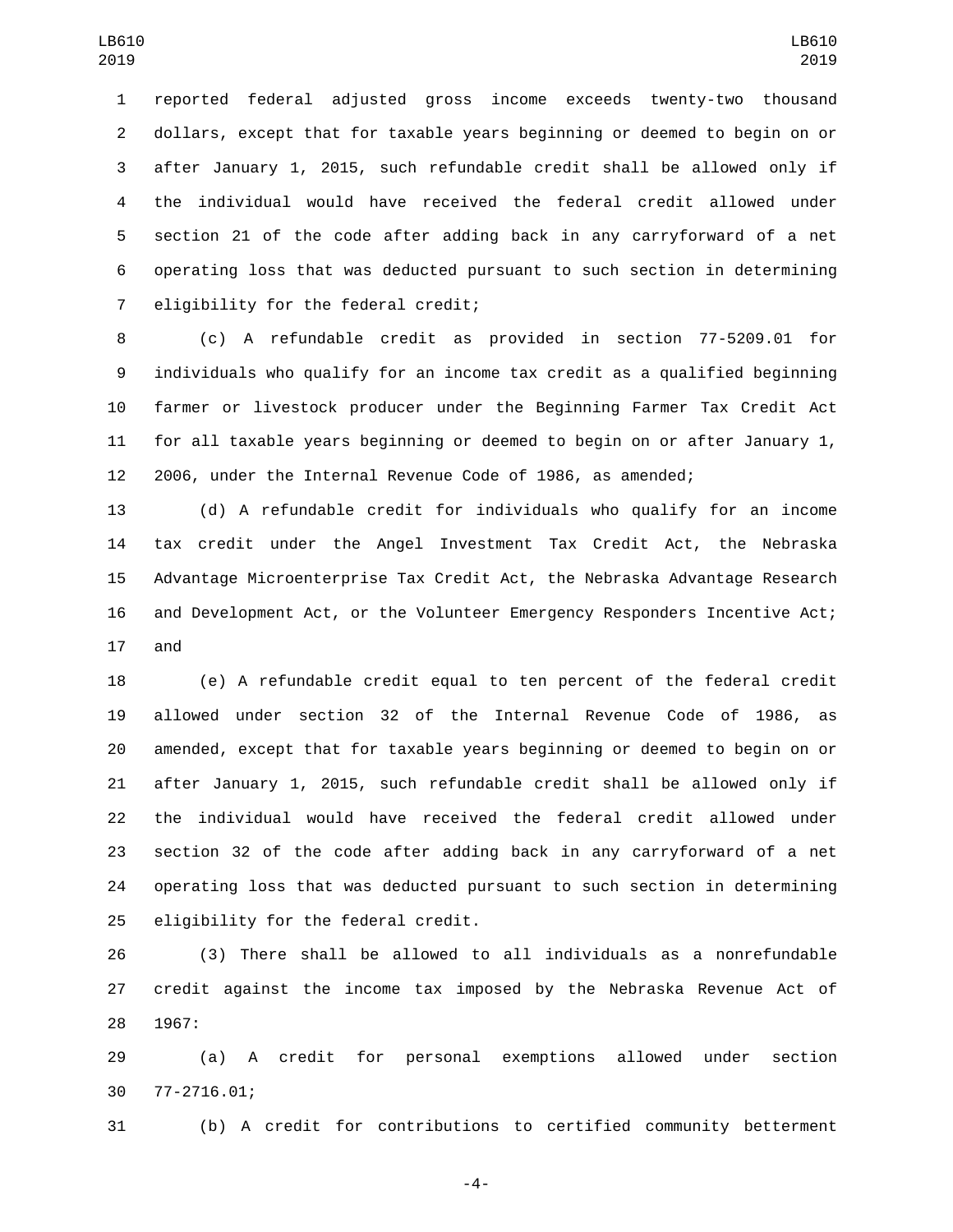reported federal adjusted gross income exceeds twenty-two thousand dollars, except that for taxable years beginning or deemed to begin on or after January 1, 2015, such refundable credit shall be allowed only if the individual would have received the federal credit allowed under section 21 of the code after adding back in any carryforward of a net operating loss that was deducted pursuant to such section in determining eligibility for the federal credit;

(c) A refundable credit as provided in section 77-5209.01 for individuals who qualify for an income tax credit as a qualified beginning farmer or livestock producer under the Beginning Farmer Tax Credit Act for all taxable years beginning or deemed to begin on or after January 1, 2006, under the Internal Revenue Code of 1986, as amended;

(d) A refundable credit for individuals who qualify for an income tax credit under the Angel Investment Tax Credit Act, the Nebraska Advantage Microenterprise Tax Credit Act, the Nebraska Advantage Research and Development Act, or the Volunteer Emergency Responders Incentive Act; and

(e) A refundable credit equal to ten percent of the federal credit allowed under section 32 of the Internal Revenue Code of 1986, as amended, except that for taxable years beginning or deemed to begin on or after January 1, 2015, such refundable credit shall be allowed only if the individual would have received the federal credit allowed under section 32 of the code after adding back in any carryforward of a net operating loss that was deducted pursuant to such section in determining eligibility for the federal credit.

(3) There shall be allowed to all individuals as a nonrefundable credit against the income tax imposed by the Nebraska Revenue Act of 1967:

(a) A credit for personal exemptions allowed under section 77-2716.01;

(b) A credit for contributions to certified community betterment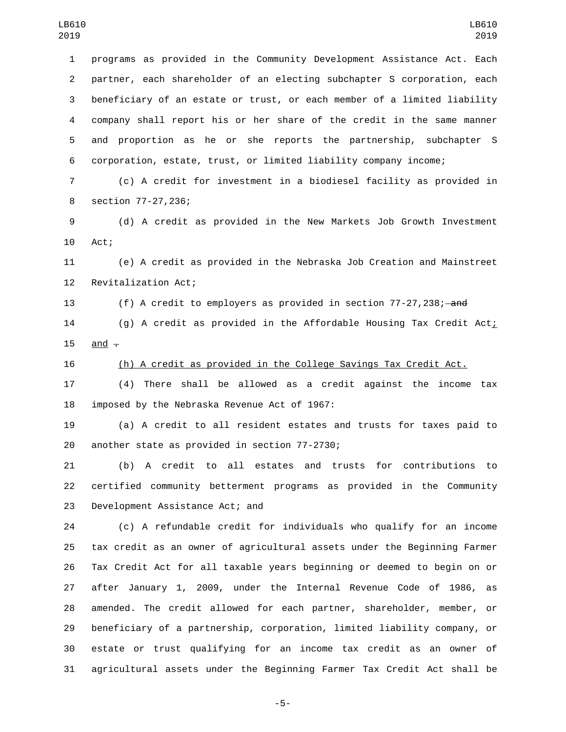programs as provided in the Community Development Assistance Act. Each partner, each shareholder of an electing subchapter S corporation, each beneficiary of an estate or trust, or each member of a limited liability company shall report his or her share of the credit in the same manner and proportion as he or she reports the partnership, subchapter S corporation, estate, trust, or limited liability company income;

(c) A credit for investment in a biodiesel facility as provided in section 77-27,236;

(d) A credit as provided in the New Markets Job Growth Investment Act;

(e) A credit as provided in the Nebraska Job Creation and Mainstreet Revitalization Act;

(f) A credit to employers as provided in section 77-27,238; ~~and~~

(g) A credit as provided in the Affordable Housing Tax Credit Act; and ~~.~~

(h) A credit as provided in the College Savings Tax Credit Act.

(4) There shall be allowed as a credit against the income tax imposed by the Nebraska Revenue Act of 1967:

(a) A credit to all resident estates and trusts for taxes paid to another state as provided in section 77-2730;

(b) A credit to all estates and trusts for contributions to certified community betterment programs as provided in the Community Development Assistance Act; and

(c) A refundable credit for individuals who qualify for an income tax credit as an owner of agricultural assets under the Beginning Farmer Tax Credit Act for all taxable years beginning or deemed to begin on or after January 1, 2009, under the Internal Revenue Code of 1986, as amended. The credit allowed for each partner, shareholder, member, or beneficiary of a partnership, corporation, limited liability company, or estate or trust qualifying for an income tax credit as an owner of agricultural assets under the Beginning Farmer Tax Credit Act shall be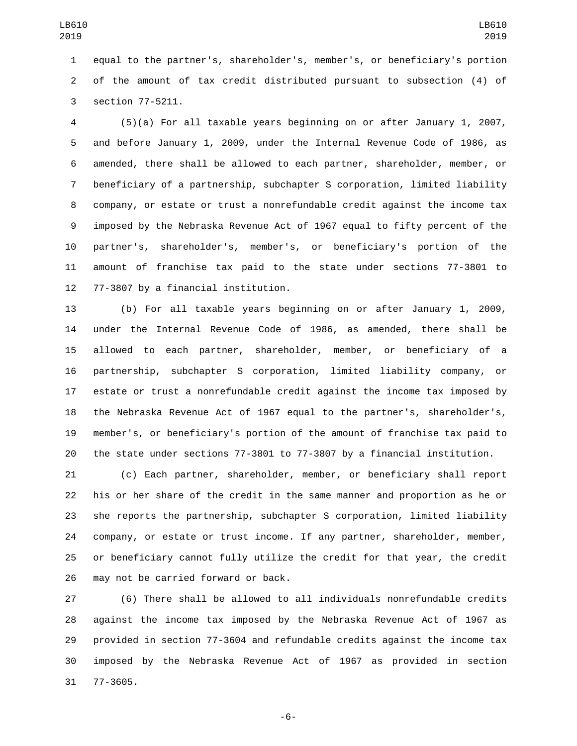equal to the partner's, shareholder's, member's, or beneficiary's portion of the amount of tax credit distributed pursuant to subsection (4) of section 77-5211.

(5)(a) For all taxable years beginning on or after January 1, 2007, and before January 1, 2009, under the Internal Revenue Code of 1986, as amended, there shall be allowed to each partner, shareholder, member, or beneficiary of a partnership, subchapter S corporation, limited liability company, or estate or trust a nonrefundable credit against the income tax imposed by the Nebraska Revenue Act of 1967 equal to fifty percent of the partner's, shareholder's, member's, or beneficiary's portion of the amount of franchise tax paid to the state under sections 77-3801 to 77-3807 by a financial institution.

(b) For all taxable years beginning on or after January 1, 2009, under the Internal Revenue Code of 1986, as amended, there shall be allowed to each partner, shareholder, member, or beneficiary of a partnership, subchapter S corporation, limited liability company, or estate or trust a nonrefundable credit against the income tax imposed by the Nebraska Revenue Act of 1967 equal to the partner's, shareholder's, member's, or beneficiary's portion of the amount of franchise tax paid to the state under sections 77-3801 to 77-3807 by a financial institution.

(c) Each partner, shareholder, member, or beneficiary shall report his or her share of the credit in the same manner and proportion as he or she reports the partnership, subchapter S corporation, limited liability company, or estate or trust income. If any partner, shareholder, member, or beneficiary cannot fully utilize the credit for that year, the credit may not be carried forward or back.

(6) There shall be allowed to all individuals nonrefundable credits against the income tax imposed by the Nebraska Revenue Act of 1967 as provided in section 77-3604 and refundable credits against the income tax imposed by the Nebraska Revenue Act of 1967 as provided in section 77-3605.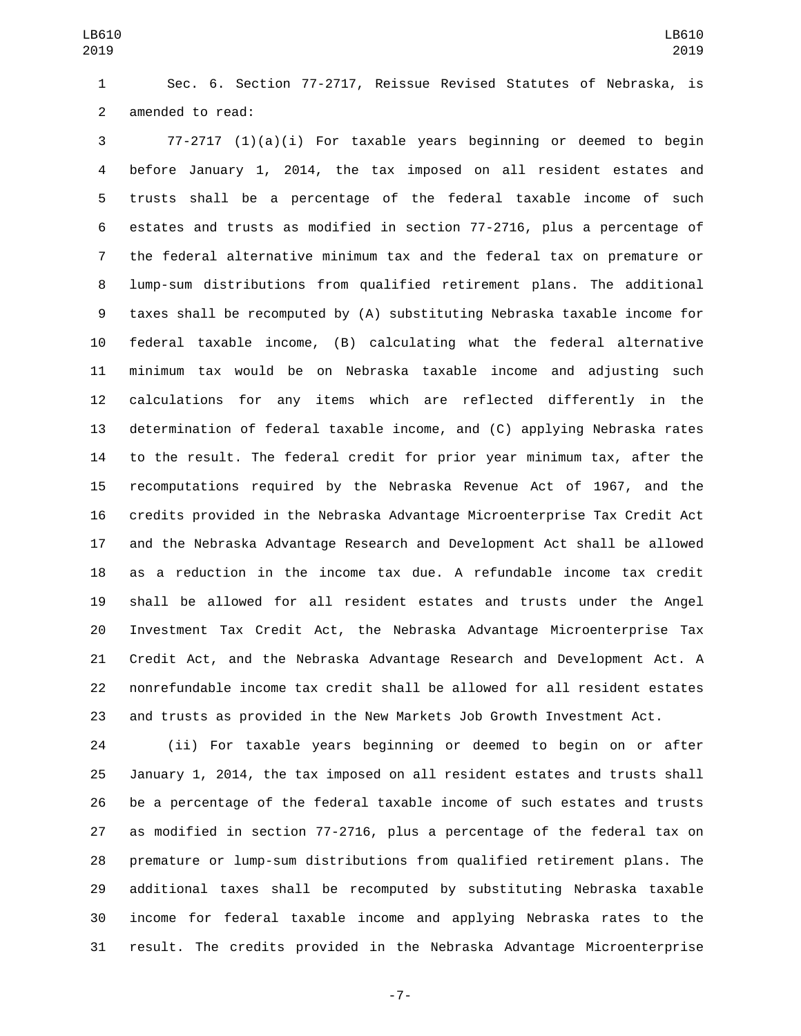Sec. 6. Section 77-2717, Reissue Revised Statutes of Nebraska, is amended to read:

77-2717 (1)(a)(i) For taxable years beginning or deemed to begin before January 1, 2014, the tax imposed on all resident estates and trusts shall be a percentage of the federal taxable income of such estates and trusts as modified in section 77-2716, plus a percentage of the federal alternative minimum tax and the federal tax on premature or lump-sum distributions from qualified retirement plans. The additional taxes shall be recomputed by (A) substituting Nebraska taxable income for federal taxable income, (B) calculating what the federal alternative minimum tax would be on Nebraska taxable income and adjusting such calculations for any items which are reflected differently in the determination of federal taxable income, and (C) applying Nebraska rates to the result. The federal credit for prior year minimum tax, after the recomputations required by the Nebraska Revenue Act of 1967, and the credits provided in the Nebraska Advantage Microenterprise Tax Credit Act and the Nebraska Advantage Research and Development Act shall be allowed as a reduction in the income tax due. A refundable income tax credit shall be allowed for all resident estates and trusts under the Angel Investment Tax Credit Act, the Nebraska Advantage Microenterprise Tax Credit Act, and the Nebraska Advantage Research and Development Act. A nonrefundable income tax credit shall be allowed for all resident estates and trusts as provided in the New Markets Job Growth Investment Act.

(ii) For taxable years beginning or deemed to begin on or after January 1, 2014, the tax imposed on all resident estates and trusts shall be a percentage of the federal taxable income of such estates and trusts as modified in section 77-2716, plus a percentage of the federal tax on premature or lump-sum distributions from qualified retirement plans. The additional taxes shall be recomputed by substituting Nebraska taxable income for federal taxable income and applying Nebraska rates to the result. The credits provided in the Nebraska Advantage Microenterprise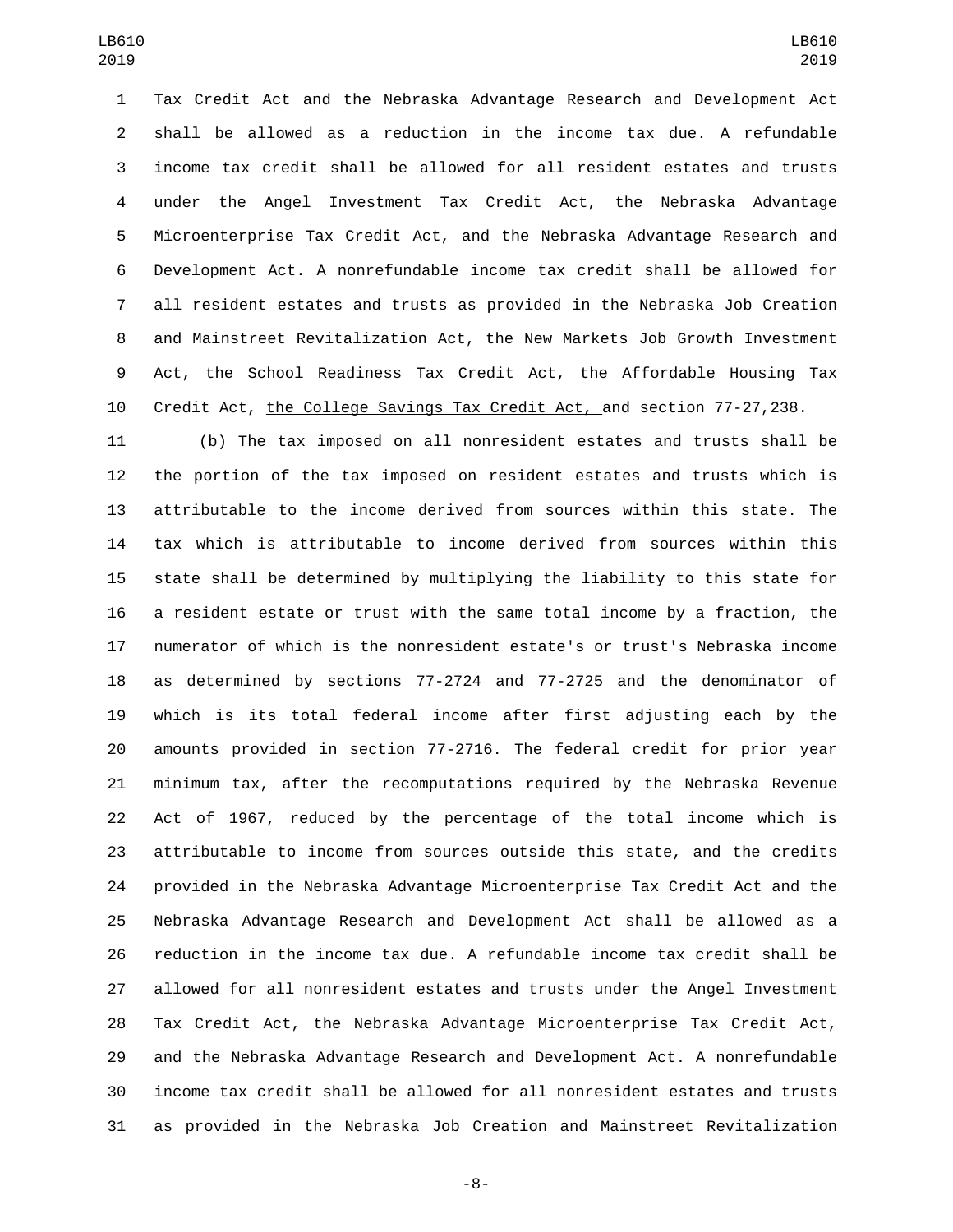Tax Credit Act and the Nebraska Advantage Research and Development Act shall be allowed as a reduction in the income tax due. A refundable income tax credit shall be allowed for all resident estates and trusts under the Angel Investment Tax Credit Act, the Nebraska Advantage Microenterprise Tax Credit Act, and the Nebraska Advantage Research and Development Act. A nonrefundable income tax credit shall be allowed for all resident estates and trusts as provided in the Nebraska Job Creation and Mainstreet Revitalization Act, the New Markets Job Growth Investment Act, the School Readiness Tax Credit Act, the Affordable Housing Tax Credit Act, <u>the College Savings Tax Credit Act,</u> and section 77-27,238.

(b) The tax imposed on all nonresident estates and trusts shall be the portion of the tax imposed on resident estates and trusts which is attributable to the income derived from sources within this state. The tax which is attributable to income derived from sources within this state shall be determined by multiplying the liability to this state for a resident estate or trust with the same total income by a fraction, the numerator of which is the nonresident estate's or trust's Nebraska income as determined by sections 77-2724 and 77-2725 and the denominator of which is its total federal income after first adjusting each by the amounts provided in section 77-2716. The federal credit for prior year minimum tax, after the recomputations required by the Nebraska Revenue Act of 1967, reduced by the percentage of the total income which is attributable to income from sources outside this state, and the credits provided in the Nebraska Advantage Microenterprise Tax Credit Act and the Nebraska Advantage Research and Development Act shall be allowed as a reduction in the income tax due. A refundable income tax credit shall be allowed for all nonresident estates and trusts under the Angel Investment Tax Credit Act, the Nebraska Advantage Microenterprise Tax Credit Act, and the Nebraska Advantage Research and Development Act. A nonrefundable income tax credit shall be allowed for all nonresident estates and trusts as provided in the Nebraska Job Creation and Mainstreet Revitalization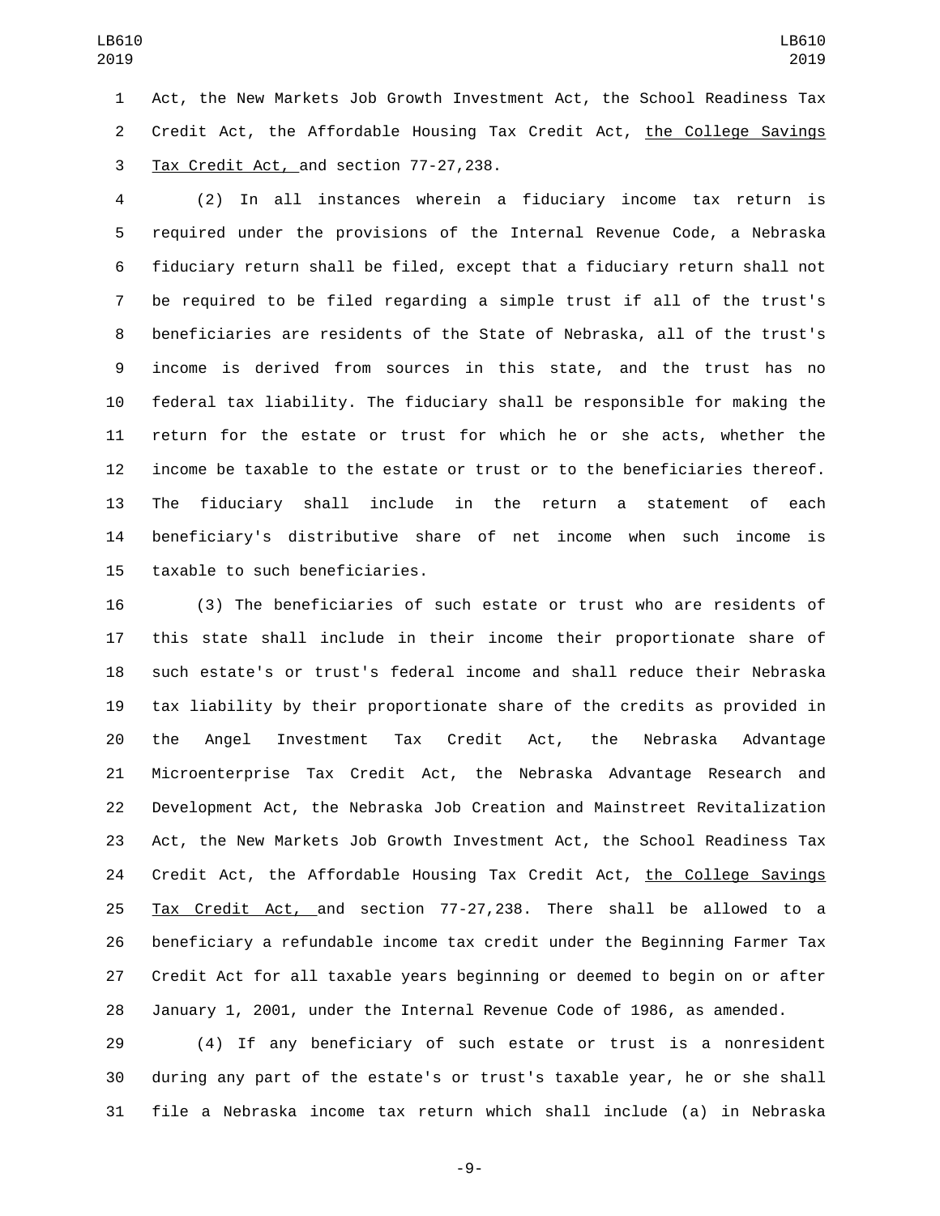Act, the New Markets Job Growth Investment Act, the School Readiness Tax Credit Act, the Affordable Housing Tax Credit Act, the College Savings Tax Credit Act, and section 77-27,238.

(2) In all instances wherein a fiduciary income tax return is required under the provisions of the Internal Revenue Code, a Nebraska fiduciary return shall be filed, except that a fiduciary return shall not be required to be filed regarding a simple trust if all of the trust's beneficiaries are residents of the State of Nebraska, all of the trust's income is derived from sources in this state, and the trust has no federal tax liability. The fiduciary shall be responsible for making the return for the estate or trust for which he or she acts, whether the income be taxable to the estate or trust or to the beneficiaries thereof. The fiduciary shall include in the return a statement of each beneficiary's distributive share of net income when such income is taxable to such beneficiaries.

(3) The beneficiaries of such estate or trust who are residents of this state shall include in their income their proportionate share of such estate's or trust's federal income and shall reduce their Nebraska tax liability by their proportionate share of the credits as provided in the Angel Investment Tax Credit Act, the Nebraska Advantage Microenterprise Tax Credit Act, the Nebraska Advantage Research and Development Act, the Nebraska Job Creation and Mainstreet Revitalization Act, the New Markets Job Growth Investment Act, the School Readiness Tax Credit Act, the Affordable Housing Tax Credit Act, the College Savings Tax Credit Act, and section 77-27,238. There shall be allowed to a beneficiary a refundable income tax credit under the Beginning Farmer Tax Credit Act for all taxable years beginning or deemed to begin on or after January 1, 2001, under the Internal Revenue Code of 1986, as amended.

(4) If any beneficiary of such estate or trust is a nonresident during any part of the estate's or trust's taxable year, he or she shall file a Nebraska income tax return which shall include (a) in Nebraska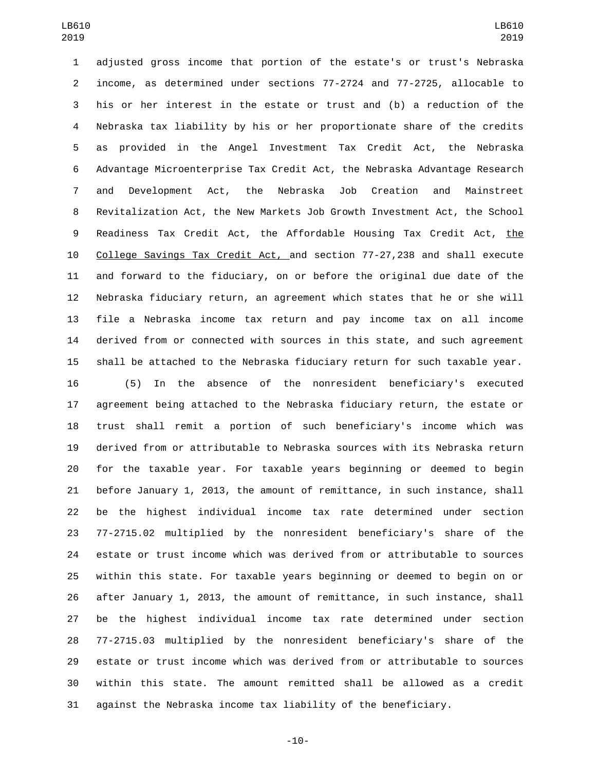adjusted gross income that portion of the estate's or trust's Nebraska income, as determined under sections 77-2724 and 77-2725, allocable to his or her interest in the estate or trust and (b) a reduction of the Nebraska tax liability by his or her proportionate share of the credits as provided in the Angel Investment Tax Credit Act, the Nebraska Advantage Microenterprise Tax Credit Act, the Nebraska Advantage Research and Development Act, the Nebraska Job Creation and Mainstreet Revitalization Act, the New Markets Job Growth Investment Act, the School Readiness Tax Credit Act, the Affordable Housing Tax Credit Act, the College Savings Tax Credit Act, and section 77-27,238 and shall execute and forward to the fiduciary, on or before the original due date of the Nebraska fiduciary return, an agreement which states that he or she will file a Nebraska income tax return and pay income tax on all income derived from or connected with sources in this state, and such agreement shall be attached to the Nebraska fiduciary return for such taxable year.

(5) In the absence of the nonresident beneficiary's executed agreement being attached to the Nebraska fiduciary return, the estate or trust shall remit a portion of such beneficiary's income which was derived from or attributable to Nebraska sources with its Nebraska return for the taxable year. For taxable years beginning or deemed to begin before January 1, 2013, the amount of remittance, in such instance, shall be the highest individual income tax rate determined under section 77-2715.02 multiplied by the nonresident beneficiary's share of the estate or trust income which was derived from or attributable to sources within this state. For taxable years beginning or deemed to begin on or after January 1, 2013, the amount of remittance, in such instance, shall be the highest individual income tax rate determined under section 77-2715.03 multiplied by the nonresident beneficiary's share of the estate or trust income which was derived from or attributable to sources within this state. The amount remitted shall be allowed as a credit against the Nebraska income tax liability of the beneficiary.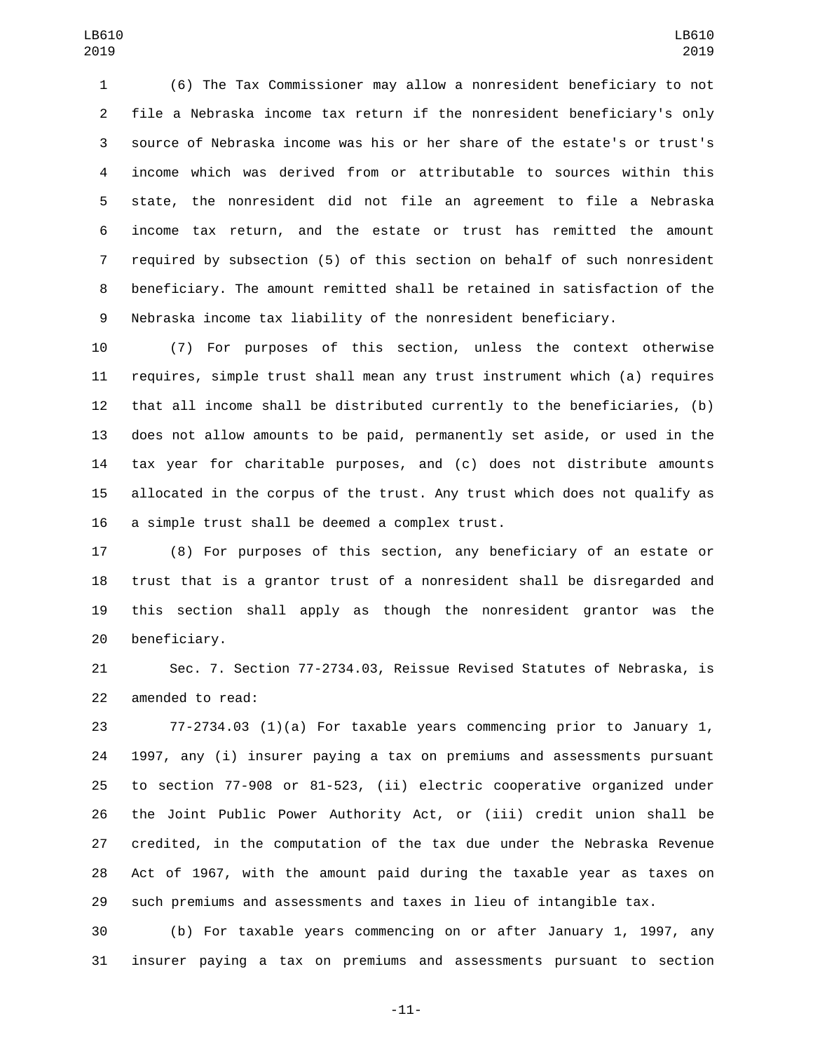(6) The Tax Commissioner may allow a nonresident beneficiary to not file a Nebraska income tax return if the nonresident beneficiary's only source of Nebraska income was his or her share of the estate's or trust's income which was derived from or attributable to sources within this state, the nonresident did not file an agreement to file a Nebraska income tax return, and the estate or trust has remitted the amount required by subsection (5) of this section on behalf of such nonresident beneficiary. The amount remitted shall be retained in satisfaction of the Nebraska income tax liability of the nonresident beneficiary.

(7) For purposes of this section, unless the context otherwise requires, simple trust shall mean any trust instrument which (a) requires that all income shall be distributed currently to the beneficiaries, (b) does not allow amounts to be paid, permanently set aside, or used in the tax year for charitable purposes, and (c) does not distribute amounts allocated in the corpus of the trust. Any trust which does not qualify as a simple trust shall be deemed a complex trust.

(8) For purposes of this section, any beneficiary of an estate or trust that is a grantor trust of a nonresident shall be disregarded and this section shall apply as though the nonresident grantor was the beneficiary.

Sec. 7. Section 77-2734.03, Reissue Revised Statutes of Nebraska, is amended to read:

77-2734.03 (1)(a) For taxable years commencing prior to January 1, 1997, any (i) insurer paying a tax on premiums and assessments pursuant to section 77-908 or 81-523, (ii) electric cooperative organized under the Joint Public Power Authority Act, or (iii) credit union shall be credited, in the computation of the tax due under the Nebraska Revenue Act of 1967, with the amount paid during the taxable year as taxes on such premiums and assessments and taxes in lieu of intangible tax.

(b) For taxable years commencing on or after January 1, 1997, any insurer paying a tax on premiums and assessments pursuant to section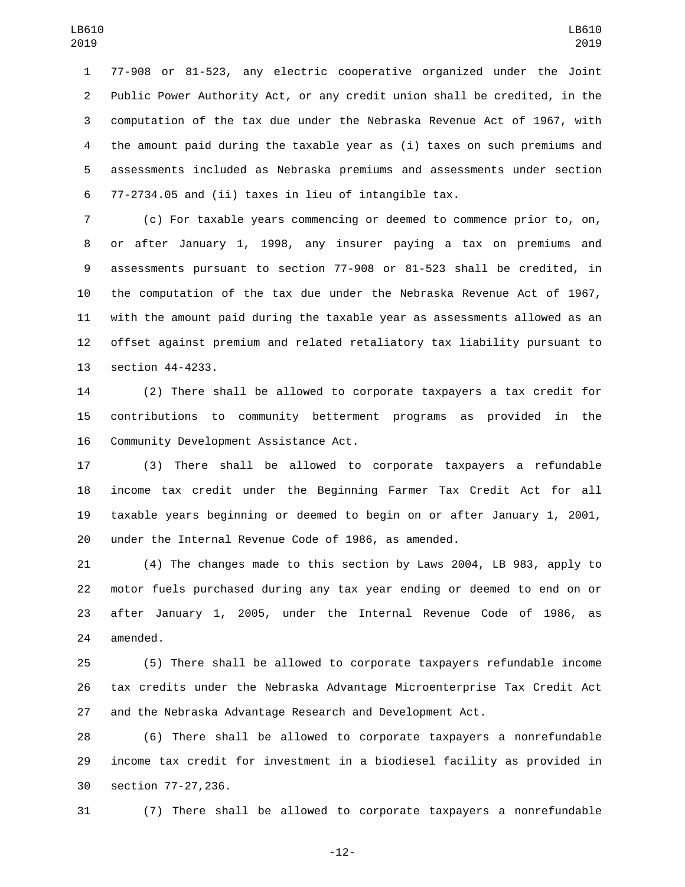77-908 or 81-523, any electric cooperative organized under the Joint Public Power Authority Act, or any credit union shall be credited, in the computation of the tax due under the Nebraska Revenue Act of 1967, with the amount paid during the taxable year as (i) taxes on such premiums and assessments included as Nebraska premiums and assessments under section 77-2734.05 and (ii) taxes in lieu of intangible tax.

(c) For taxable years commencing or deemed to commence prior to, on, or after January 1, 1998, any insurer paying a tax on premiums and assessments pursuant to section 77-908 or 81-523 shall be credited, in the computation of the tax due under the Nebraska Revenue Act of 1967, with the amount paid during the taxable year as assessments allowed as an offset against premium and related retaliatory tax liability pursuant to section 44-4233.

(2) There shall be allowed to corporate taxpayers a tax credit for contributions to community betterment programs as provided in the Community Development Assistance Act.

(3) There shall be allowed to corporate taxpayers a refundable income tax credit under the Beginning Farmer Tax Credit Act for all taxable years beginning or deemed to begin on or after January 1, 2001, under the Internal Revenue Code of 1986, as amended.

(4) The changes made to this section by Laws 2004, LB 983, apply to motor fuels purchased during any tax year ending or deemed to end on or after January 1, 2005, under the Internal Revenue Code of 1986, as amended.

(5) There shall be allowed to corporate taxpayers refundable income tax credits under the Nebraska Advantage Microenterprise Tax Credit Act and the Nebraska Advantage Research and Development Act.

(6) There shall be allowed to corporate taxpayers a nonrefundable income tax credit for investment in a biodiesel facility as provided in section 77-27,236.

(7) There shall be allowed to corporate taxpayers a nonrefundable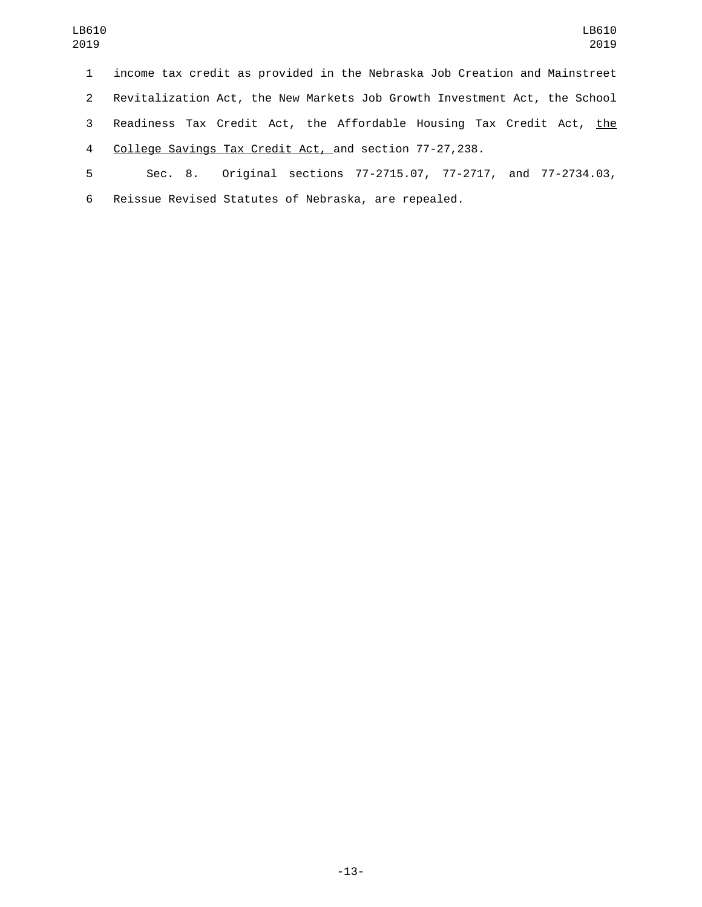income tax credit as provided in the Nebraska Job Creation and Mainstreet Revitalization Act, the New Markets Job Growth Investment Act, the School Readiness Tax Credit Act, the Affordable Housing Tax Credit Act, <u>the College Savings Tax Credit Act,</u> and section 77-27,238.

Sec. 8. Original sections 77-2715.07, 77-2717, and 77-2734.03, Reissue Revised Statutes of Nebraska, are repealed.